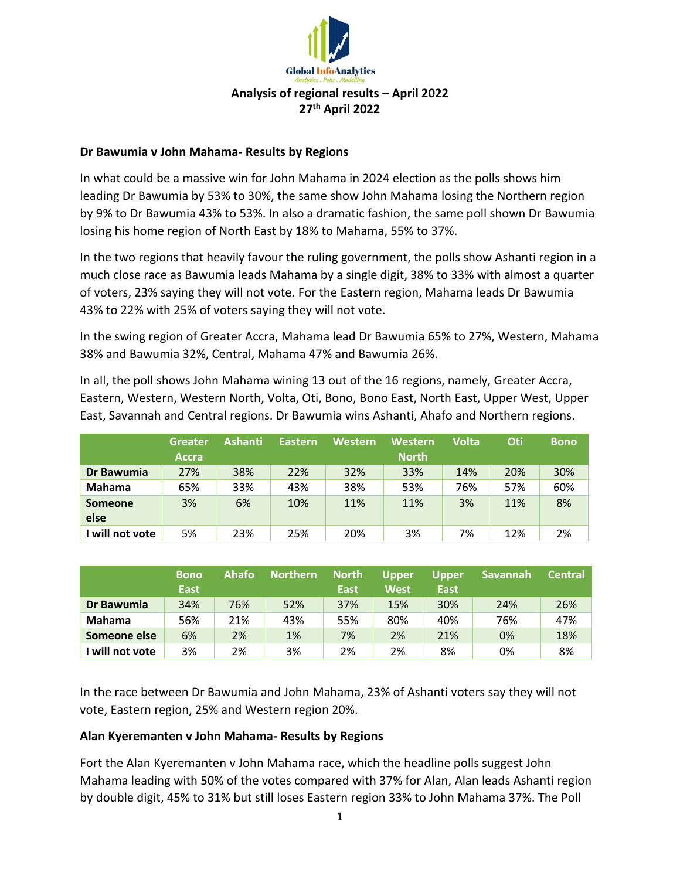Global InfoAnalytics

Analytics . Polls . Modelling

# Analysis of regional results – April 2022
## 27th April 2022

### Dr Bawumia v John Mahama- Results by Regions

In what could be a massive win for John Mahama in 2024 election as the polls shows him leading Dr Bawumia by 53% to 30%, the same show John Mahama losing the Northern region by 9% to Dr Bawumia 43% to 53%. In also a dramatic fashion, the same poll shown Dr Bawumia losing his home region of North East by 18% to Mahama, 55% to 37%.

In the two regions that heavily favour the ruling government, the polls show Ashanti region in a much close race as Bawumia leads Mahama by a single digit, 38% to 33% with almost a quarter of voters, 23% saying they will not vote. For the Eastern region, Mahama leads Dr Bawumia 43% to 22% with 25% of voters saying they will not vote.

In the swing region of Greater Accra, Mahama lead Dr Bawumia 65% to 27%, Western, Mahama 38% and Bawumia 32%, Central, Mahama 47% and Bawumia 26%.

In all, the poll shows John Mahama wining 13 out of the 16 regions, namely, Greater Accra, Eastern, Western, Western North, Volta, Oti, Bono, Bono East, North East, Upper West, Upper East, Savannah and Central regions. Dr Bawumia wins Ashanti, Ahafo and Northern regions.

| | Greater Accra | Ashanti | Eastern | Western | Western North | Volta | Oti | Bono |
|---|---|---|---|---|---|---|---|---|
| **Dr Bawumia** | 27% | 38% | 22% | 32% | 33% | 14% | 20% | 30% |
| **Mahama** | 65% | 33% | 43% | 38% | 53% | 76% | 57% | 60% |
| **Someone else** | 3% | 6% | 10% | 11% | 11% | 3% | 11% | 8% |
| **I will not vote** | 5% | 23% | 25% | 20% | 3% | 7% | 12% | 2% |

| | Bono East | Ahafo | Northern | North East | Upper West | Upper East | Savannah | Central |
|---|---|---|---|---|---|---|---|---|
| **Dr Bawumia** | 34% | 76% | 52% | 37% | 15% | 30% | 24% | 26% |
| **Mahama** | 56% | 21% | 43% | 55% | 80% | 40% | 76% | 47% |
| **Someone else** | 6% | 2% | 1% | 7% | 2% | 21% | 0% | 18% |
| **I will not vote** | 3% | 2% | 3% | 2% | 2% | 8% | 0% | 8% |

In the race between Dr Bawumia and John Mahama, 23% of Ashanti voters say they will not vote, Eastern region, 25% and Western region 20%.

### Alan Kyeremanten v John Mahama- Results by Regions

Fort the Alan Kyeremanten v John Mahama race, which the headline polls suggest John Mahama leading with 50% of the votes compared with 37% for Alan, Alan leads Ashanti region by double digit, 45% to 31% but still loses Eastern region 33% to John Mahama 37%. The Poll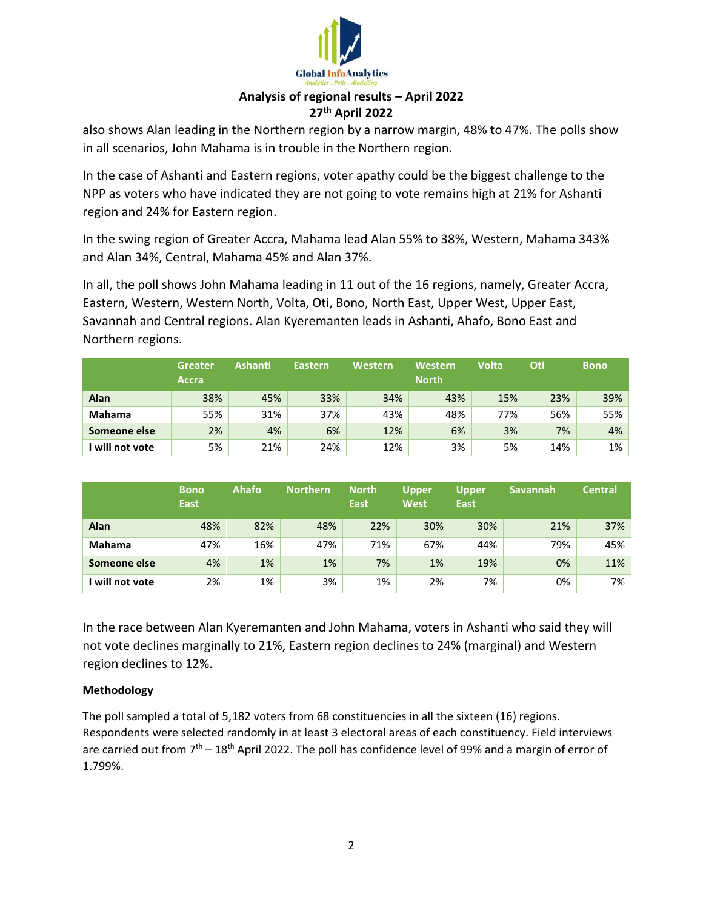also shows Alan leading in the Northern region by a narrow margin, 48% to 47%. The polls show in all scenarios, John Mahama is in trouble in the Northern region.

In the case of Ashanti and Eastern regions, voter apathy could be the biggest challenge to the NPP as voters who have indicated they are not going to vote remains high at 21% for Ashanti region and 24% for Eastern region.

In the swing region of Greater Accra, Mahama lead Alan 55% to 38%, Western, Mahama 343% and Alan 34%, Central, Mahama 45% and Alan 37%.

In all, the poll shows John Mahama leading in 11 out of the 16 regions, namely, Greater Accra, Eastern, Western, Western North, Volta, Oti, Bono, North East, Upper West, Upper East, Savannah and Central regions. Alan Kyeremanten leads in Ashanti, Ahafo, Bono East and Northern regions.

| | Greater Accra | Ashanti | Eastern | Western | Western North | Volta | Oti | Bono |
|---|---|---|---|---|---|---|---|---|
| **Alan** | 38% | 45% | 33% | 34% | 43% | 15% | 23% | 39% |
| **Mahama** | 55% | 31% | 37% | 43% | 48% | 77% | 56% | 55% |
| **Someone else** | 2% | 4% | 6% | 12% | 6% | 3% | 7% | 4% |
| **I will not vote** | 5% | 21% | 24% | 12% | 3% | 5% | 14% | 1% |

| | Bono East | Ahafo | Northern | North East | Upper West | Upper East | Savannah | Central |
|---|---|---|---|---|---|---|---|---|
| **Alan** | 48% | 82% | 48% | 22% | 30% | 30% | 21% | 37% |
| **Mahama** | 47% | 16% | 47% | 71% | 67% | 44% | 79% | 45% |
| **Someone else** | 4% | 1% | 1% | 7% | 1% | 19% | 0% | 11% |
| **I will not vote** | 2% | 1% | 3% | 1% | 2% | 7% | 0% | 7% |

In the race between Alan Kyeremanten and John Mahama, voters in Ashanti who said they will not vote declines marginally to 21%, Eastern region declines to 24% (marginal) and Western region declines to 12%.

**Methodology**

The poll sampled a total of 5,182 voters from 68 constituencies in all the sixteen (16) regions. Respondents were selected randomly in at least 3 electoral areas of each constituency. Field interviews are carried out from 7th – 18th April 2022. The poll has confidence level of 99% and a margin of error of 1.799%.